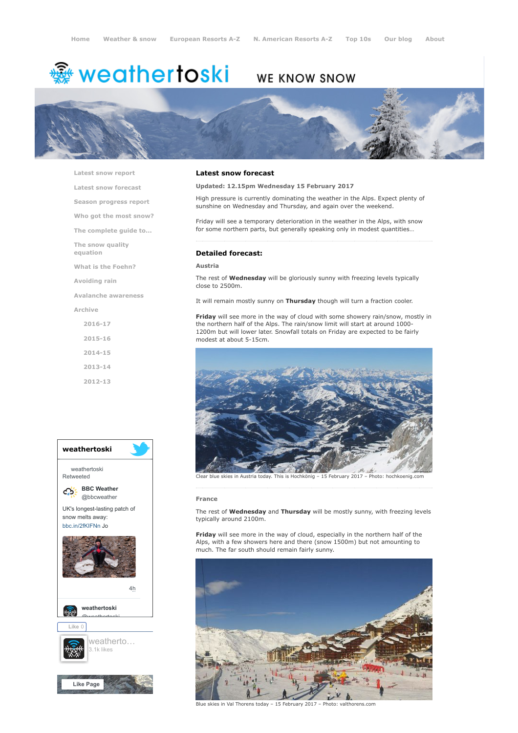Home Weather & snow European Resorts A-Z N. American Resorts A-Z Top 10s Our blog About

# weathertoski

WE KNOW SNOW

- Latest snow report
- Latest snow forecast
- Season progress report
- Who got the most snow?
- The complete guide to...
- The snow quality equation
- What is the Foehn?
- Avoiding rain
- Avalanche awareness
- Archive
  - 2016-17
  - 2015-16
  - 2014-15
  - 2013-14
  - 2012-13

## Latest snow forecast

**Updated: 12.15pm Wednesday 15 February 2017**

High pressure is currently dominating the weather in the Alps. Expect plenty of sunshine on Wednesday and Thursday, and again over the weekend.

Friday will see a temporary deterioration in the weather in the Alps, with snow for some northern parts, but generally speaking only in modest quantities…

## Detailed forecast:

### Austria

The rest of **Wednesday** will be gloriously sunny with freezing levels typically close to 2500m.

It will remain mostly sunny on **Thursday** though will turn a fraction cooler.

**Friday** will see more in the way of cloud with some showery rain/snow, mostly in the northern half of the Alps. The rain/snow limit will start at around 1000-1200m but will lower later. Snowfall totals on Friday are expected to be fairly modest at about 5-15cm.

Clear blue skies in Austria today. This is Hochkönig – 15 February 2017 – Photo: hochkoenig.com

### France

The rest of **Wednesday** and **Thursday** will be mostly sunny, with freezing levels typically around 2100m.

**Friday** will see more in the way of cloud, especially in the northern half of the Alps, with a few showers here and there (snow 1500m) but not amounting to much. The far south should remain fairly sunny.

Blue skies in Val Thorens today – 15 February 2017 – Photo: valthorens.com

weathertoski

weathertoski Retweeted

BBC Weather @bbcweather

UK's longest-lasting patch of snow melts away: bbc.in/2fKIFNn Jo

4h

weathertoski @weathertoski

Like 0

weatherto… 3.1k likes

Like Page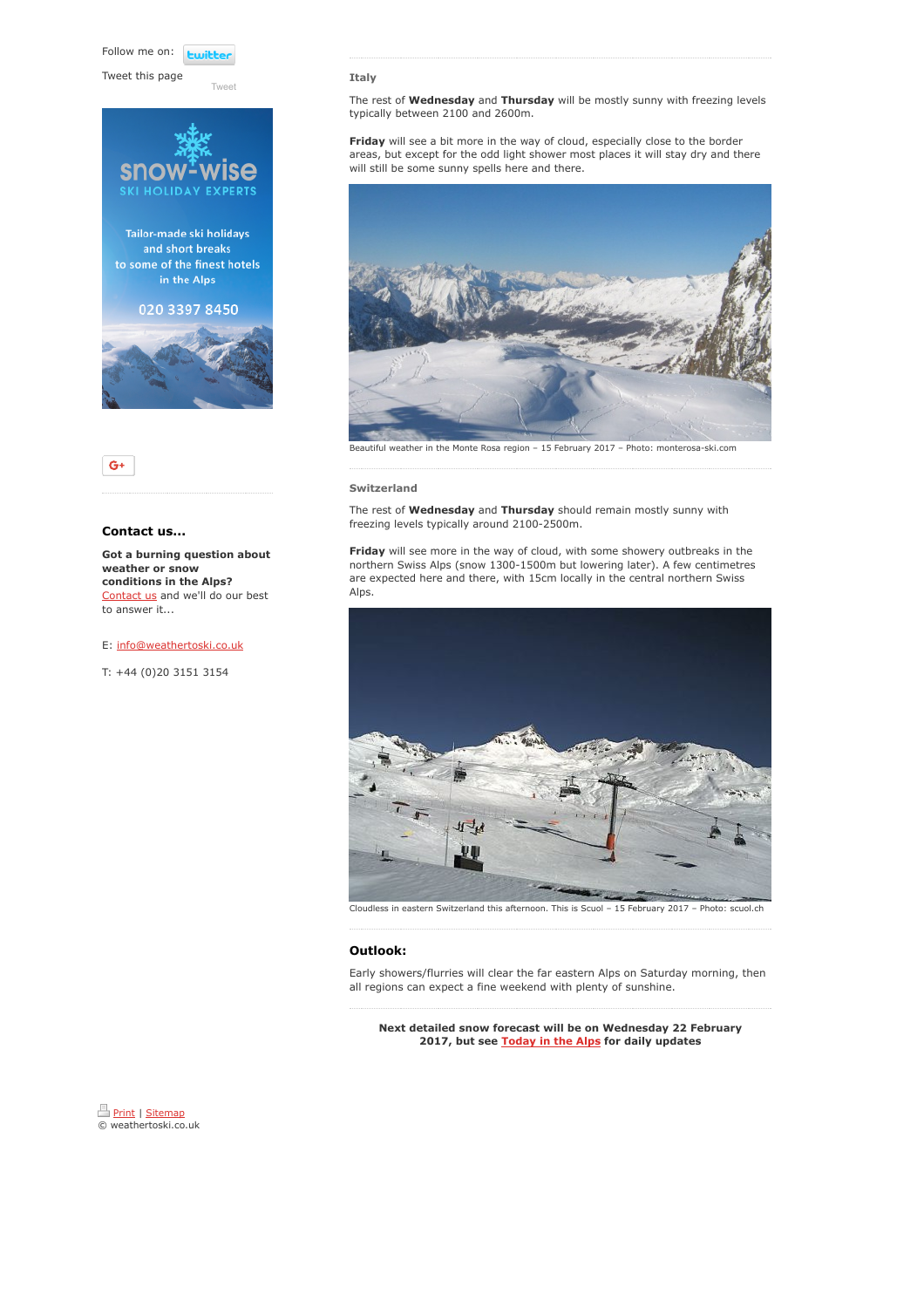Follow me on: twitter

Tweet this page

Tweet

snow-wise SKI HOLIDAY EXPERTS

Tailor-made ski holidays and short breaks to some of the finest hotels in the Alps

020 3397 8450

### Contact us...

**Got a burning question about weather or snow conditions in the Alps?** Contact us and we'll do our best to answer it...

E: info@weathertoski.co.uk

T: +44 (0)20 3151 3154

#### Italy

The rest of **Wednesday** and **Thursday** will be mostly sunny with freezing levels typically between 2100 and 2600m.

**Friday** will see a bit more in the way of cloud, especially close to the border areas, but except for the odd light shower most places it will stay dry and there will still be some sunny spells here and there.

Beautiful weather in the Monte Rosa region – 15 February 2017 – Photo: monterosa-ski.com

#### Switzerland

The rest of **Wednesday** and **Thursday** should remain mostly sunny with freezing levels typically around 2100-2500m.

**Friday** will see more in the way of cloud, with some showery outbreaks in the northern Swiss Alps (snow 1300-1500m but lowering later). A few centimetres are expected here and there, with 15cm locally in the central northern Swiss Alps.

Cloudless in eastern Switzerland this afternoon. This is Scuol – 15 February 2017 – Photo: scuol.ch

### Outlook:

Early showers/flurries will clear the far eastern Alps on Saturday morning, then all regions can expect a fine weekend with plenty of sunshine.

**Next detailed snow forecast will be on Wednesday 22 February 2017, but see Today in the Alps for daily updates**

Print | Sitemap
© weathertoski.co.uk